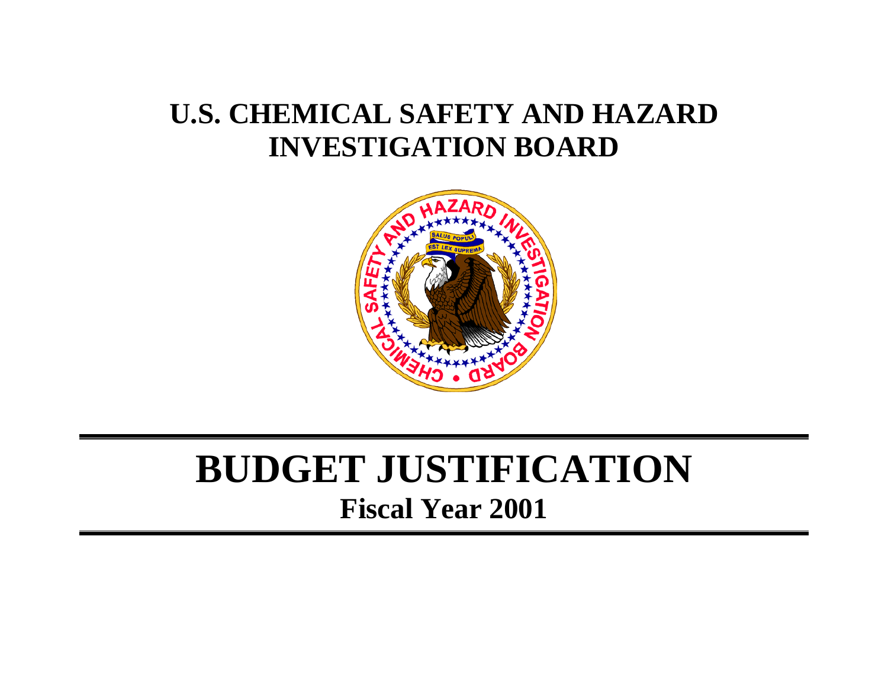# U.S. CHEMICAL SAFETY AND HAZARD INVESTIGATION BOARD

# BUDGET JUSTIFICATION

## Fiscal Year 2001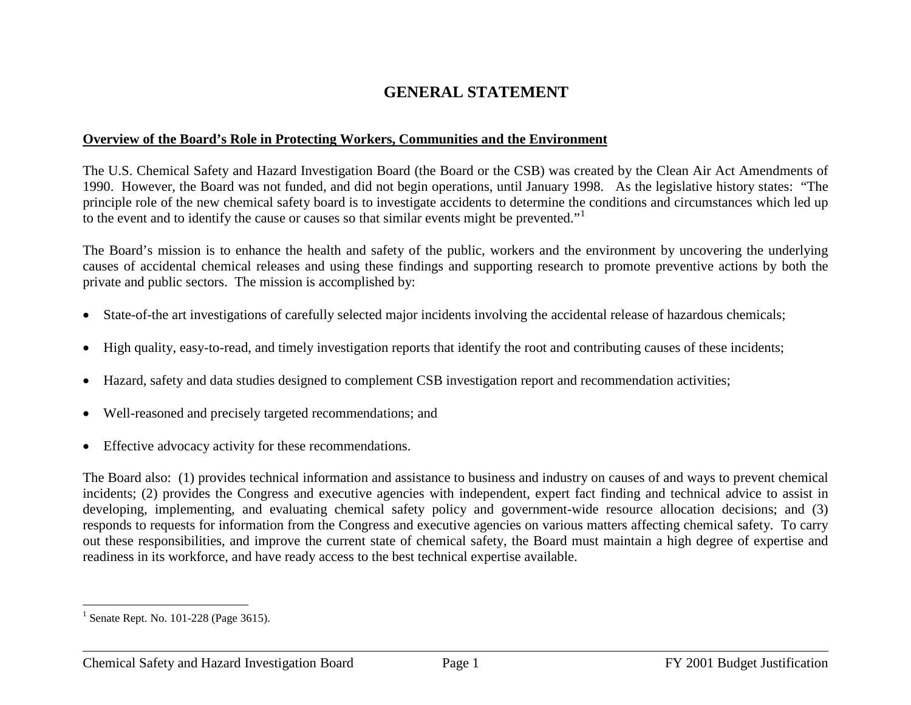# GENERAL STATEMENT

**Overview of the Board's Role in Protecting Workers, Communities and the Environment**

The U.S. Chemical Safety and Hazard Investigation Board (the Board or the CSB) was created by the Clean Air Act Amendments of 1990. However, the Board was not funded, and did not begin operations, until January 1998. As the legislative history states: "The principle role of the new chemical safety board is to investigate accidents to determine the conditions and circumstances which led up to the event and to identify the cause or causes so that similar events might be prevented."[1]

The Board's mission is to enhance the health and safety of the public, workers and the environment by uncovering the underlying causes of accidental chemical releases and using these findings and supporting research to promote preventive actions by both the private and public sectors. The mission is accomplished by:

- State-of-the art investigations of carefully selected major incidents involving the accidental release of hazardous chemicals;
- High quality, easy-to-read, and timely investigation reports that identify the root and contributing causes of these incidents;
- Hazard, safety and data studies designed to complement CSB investigation report and recommendation activities;
- Well-reasoned and precisely targeted recommendations; and
- Effective advocacy activity for these recommendations.

The Board also: (1) provides technical information and assistance to business and industry on causes of and ways to prevent chemical incidents; (2) provides the Congress and executive agencies with independent, expert fact finding and technical advice to assist in developing, implementing, and evaluating chemical safety policy and government-wide resource allocation decisions; and (3) responds to requests for information from the Congress and executive agencies on various matters affecting chemical safety. To carry out these responsibilities, and improve the current state of chemical safety, the Board must maintain a high degree of expertise and readiness in its workforce, and have ready access to the best technical expertise available.

[1] Senate Rept. No. 101-228 (Page 3615).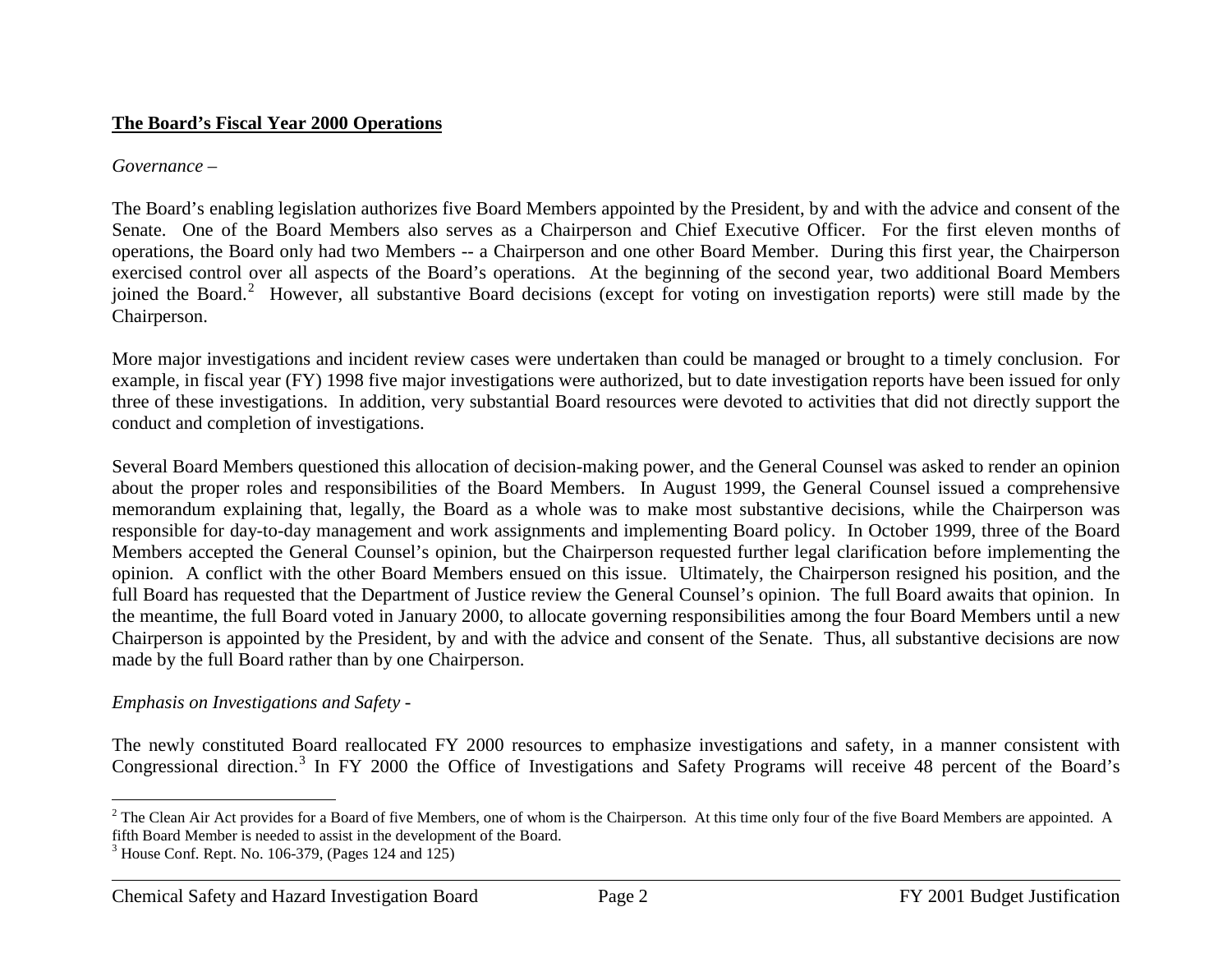**The Board's Fiscal Year 2000 Operations**

*Governance –*

The Board's enabling legislation authorizes five Board Members appointed by the President, by and with the advice and consent of the Senate. One of the Board Members also serves as a Chairperson and Chief Executive Officer. For the first eleven months of operations, the Board only had two Members -- a Chairperson and one other Board Member. During this first year, the Chairperson exercised control over all aspects of the Board's operations. At the beginning of the second year, two additional Board Members joined the Board.[2] However, all substantive Board decisions (except for voting on investigation reports) were still made by the Chairperson.

More major investigations and incident review cases were undertaken than could be managed or brought to a timely conclusion. For example, in fiscal year (FY) 1998 five major investigations were authorized, but to date investigation reports have been issued for only three of these investigations. In addition, very substantial Board resources were devoted to activities that did not directly support the conduct and completion of investigations.

Several Board Members questioned this allocation of decision-making power, and the General Counsel was asked to render an opinion about the proper roles and responsibilities of the Board Members. In August 1999, the General Counsel issued a comprehensive memorandum explaining that, legally, the Board as a whole was to make most substantive decisions, while the Chairperson was responsible for day-to-day management and work assignments and implementing Board policy. In October 1999, three of the Board Members accepted the General Counsel's opinion, but the Chairperson requested further legal clarification before implementing the opinion. A conflict with the other Board Members ensued on this issue. Ultimately, the Chairperson resigned his position, and the full Board has requested that the Department of Justice review the General Counsel's opinion. The full Board awaits that opinion. In the meantime, the full Board voted in January 2000, to allocate governing responsibilities among the four Board Members until a new Chairperson is appointed by the President, by and with the advice and consent of the Senate. Thus, all substantive decisions are now made by the full Board rather than by one Chairperson.

*Emphasis on Investigations and Safety -*

The newly constituted Board reallocated FY 2000 resources to emphasize investigations and safety, in a manner consistent with Congressional direction.[3] In FY 2000 the Office of Investigations and Safety Programs will receive 48 percent of the Board's

---

[2] The Clean Air Act provides for a Board of five Members, one of whom is the Chairperson. At this time only four of the five Board Members are appointed. A fifth Board Member is needed to assist in the development of the Board.

[3] House Conf. Rept. No. 106-379, (Pages 124 and 125)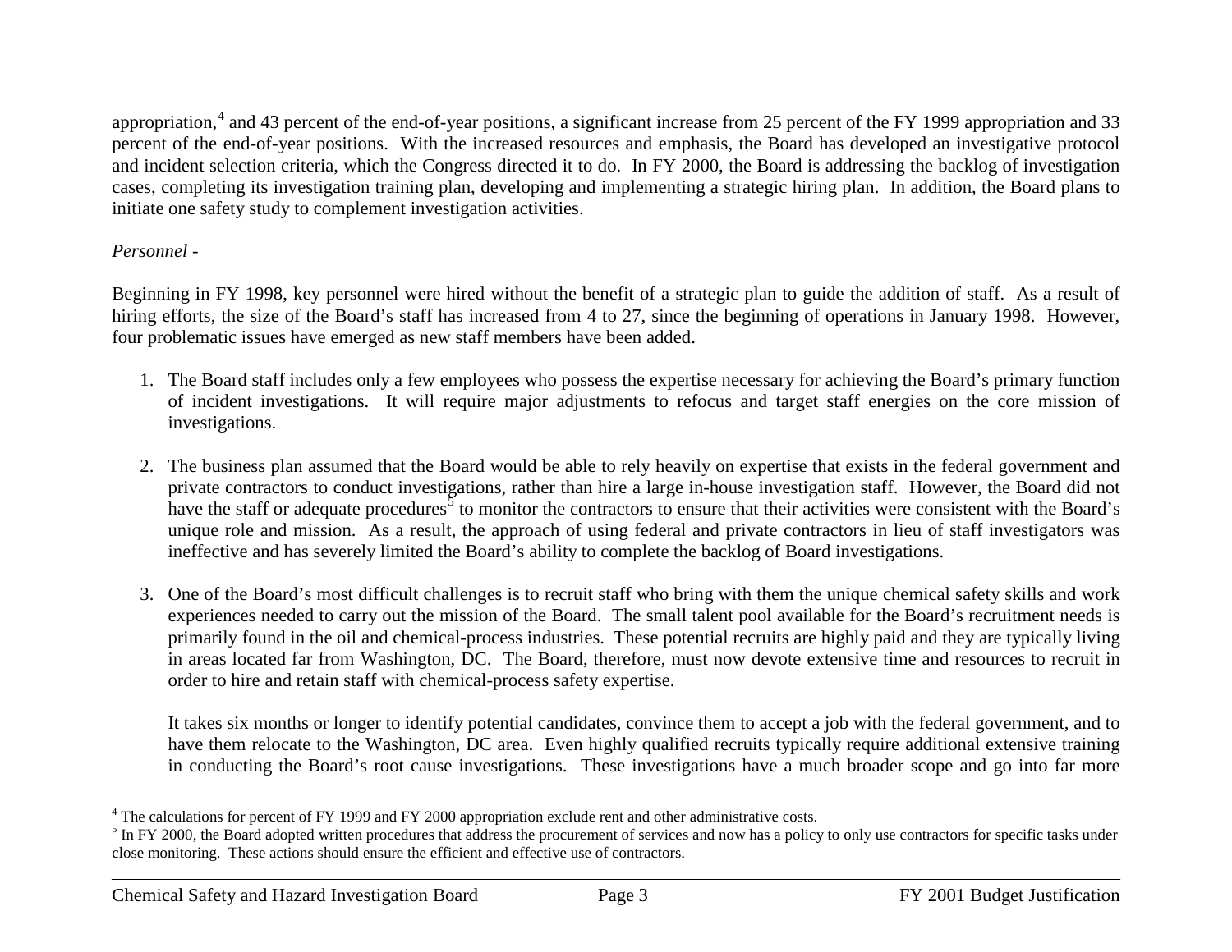appropriation,[4] and 43 percent of the end-of-year positions, a significant increase from 25 percent of the FY 1999 appropriation and 33 percent of the end-of-year positions. With the increased resources and emphasis, the Board has developed an investigative protocol and incident selection criteria, which the Congress directed it to do. In FY 2000, the Board is addressing the backlog of investigation cases, completing its investigation training plan, developing and implementing a strategic hiring plan. In addition, the Board plans to initiate one safety study to complement investigation activities.

*Personnel -*

Beginning in FY 1998, key personnel were hired without the benefit of a strategic plan to guide the addition of staff. As a result of hiring efforts, the size of the Board's staff has increased from 4 to 27, since the beginning of operations in January 1998. However, four problematic issues have emerged as new staff members have been added.

1. The Board staff includes only a few employees who possess the expertise necessary for achieving the Board's primary function of incident investigations. It will require major adjustments to refocus and target staff energies on the core mission of investigations.

2. The business plan assumed that the Board would be able to rely heavily on expertise that exists in the federal government and private contractors to conduct investigations, rather than hire a large in-house investigation staff. However, the Board did not have the staff or adequate procedures[5] to monitor the contractors to ensure that their activities were consistent with the Board's unique role and mission. As a result, the approach of using federal and private contractors in lieu of staff investigators was ineffective and has severely limited the Board's ability to complete the backlog of Board investigations.

3. One of the Board's most difficult challenges is to recruit staff who bring with them the unique chemical safety skills and work experiences needed to carry out the mission of the Board. The small talent pool available for the Board's recruitment needs is primarily found in the oil and chemical-process industries. These potential recruits are highly paid and they are typically living in areas located far from Washington, DC. The Board, therefore, must now devote extensive time and resources to recruit in order to hire and retain staff with chemical-process safety expertise.

   It takes six months or longer to identify potential candidates, convince them to accept a job with the federal government, and to have them relocate to the Washington, DC area. Even highly qualified recruits typically require additional extensive training in conducting the Board's root cause investigations. These investigations have a much broader scope and go into far more

---

[4] The calculations for percent of FY 1999 and FY 2000 appropriation exclude rent and other administrative costs.

[5] In FY 2000, the Board adopted written procedures that address the procurement of services and now has a policy to only use contractors for specific tasks under close monitoring. These actions should ensure the efficient and effective use of contractors.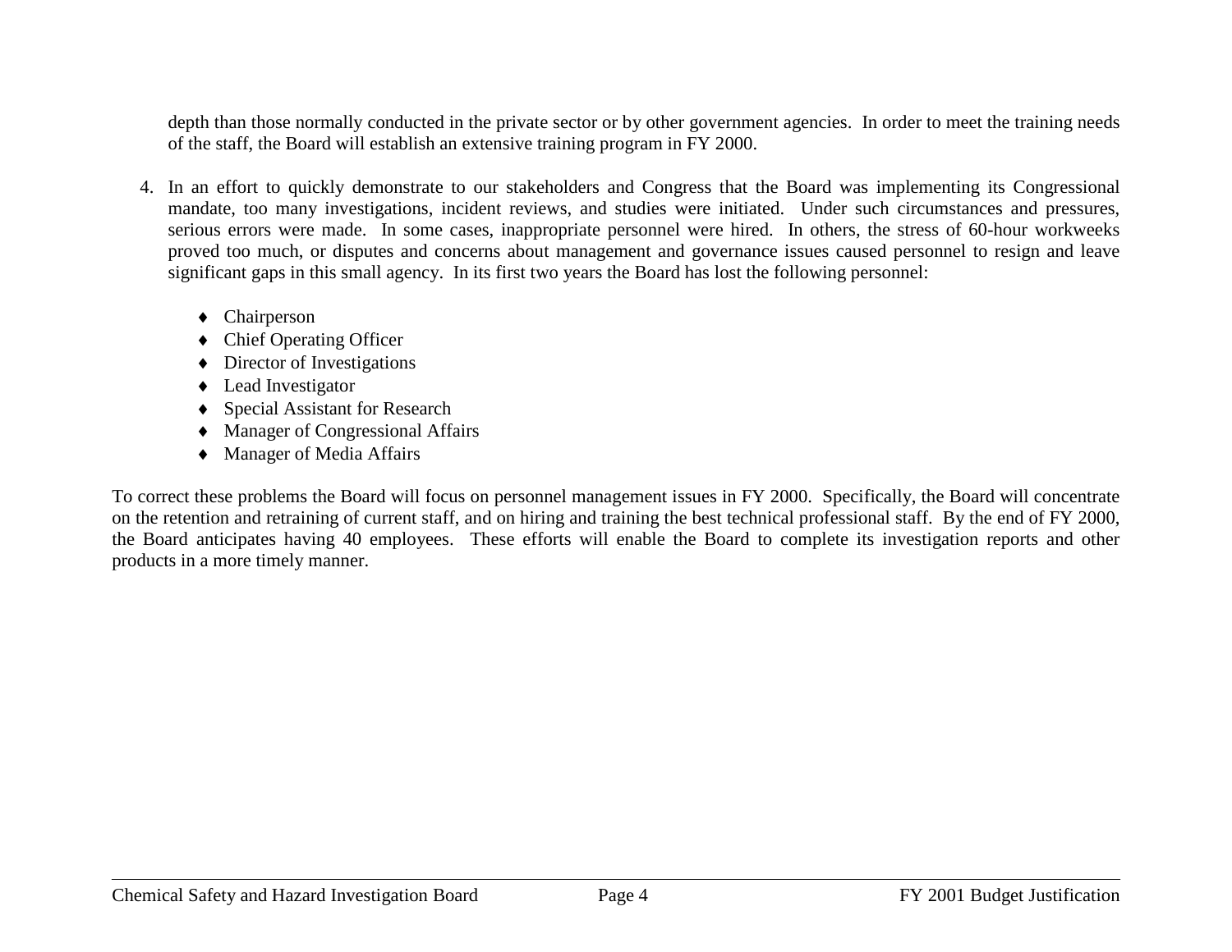depth than those normally conducted in the private sector or by other government agencies. In order to meet the training needs of the staff, the Board will establish an extensive training program in FY 2000.

4. In an effort to quickly demonstrate to our stakeholders and Congress that the Board was implementing its Congressional mandate, too many investigations, incident reviews, and studies were initiated. Under such circumstances and pressures, serious errors were made. In some cases, inappropriate personnel were hired. In others, the stress of 60-hour workweeks proved too much, or disputes and concerns about management and governance issues caused personnel to resign and leave significant gaps in this small agency. In its first two years the Board has lost the following personnel:

   - Chairperson
   - Chief Operating Officer
   - Director of Investigations
   - Lead Investigator
   - Special Assistant for Research
   - Manager of Congressional Affairs
   - Manager of Media Affairs

To correct these problems the Board will focus on personnel management issues in FY 2000. Specifically, the Board will concentrate on the retention and retraining of current staff, and on hiring and training the best technical professional staff. By the end of FY 2000, the Board anticipates having 40 employees. These efforts will enable the Board to complete its investigation reports and other products in a more timely manner.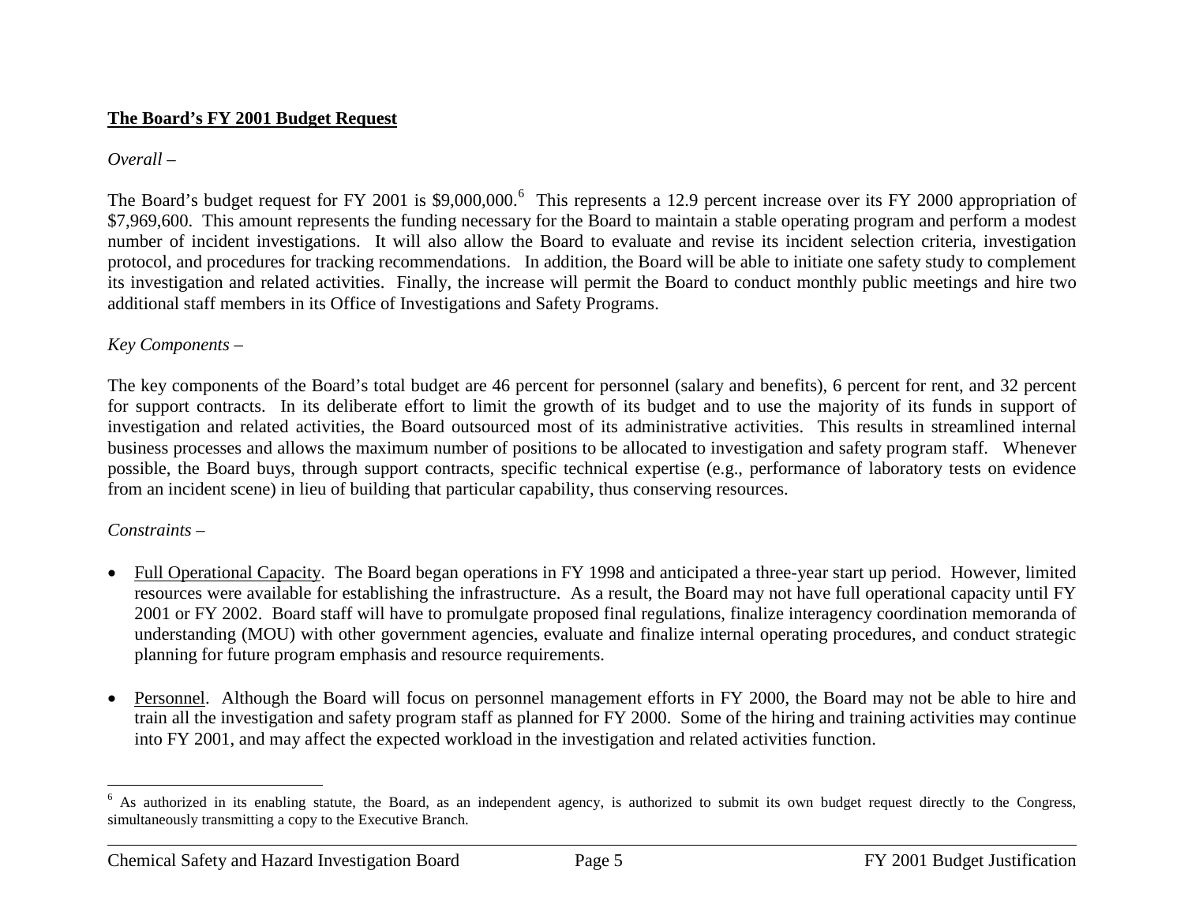**The Board's FY 2001 Budget Request**

*Overall* –

The Board's budget request for FY 2001 is $9,000,000.[6] This represents a 12.9 percent increase over its FY 2000 appropriation of $7,969,600. This amount represents the funding necessary for the Board to maintain a stable operating program and perform a modest number of incident investigations. It will also allow the Board to evaluate and revise its incident selection criteria, investigation protocol, and procedures for tracking recommendations. In addition, the Board will be able to initiate one safety study to complement its investigation and related activities. Finally, the increase will permit the Board to conduct monthly public meetings and hire two additional staff members in its Office of Investigations and Safety Programs.

*Key Components* –

The key components of the Board's total budget are 46 percent for personnel (salary and benefits), 6 percent for rent, and 32 percent for support contracts. In its deliberate effort to limit the growth of its budget and to use the majority of its funds in support of investigation and related activities, the Board outsourced most of its administrative activities. This results in streamlined internal business processes and allows the maximum number of positions to be allocated to investigation and safety program staff. Whenever possible, the Board buys, through support contracts, specific technical expertise (e.g., performance of laboratory tests on evidence from an incident scene) in lieu of building that particular capability, thus conserving resources.

*Constraints* –

- Full Operational Capacity. The Board began operations in FY 1998 and anticipated a three-year start up period. However, limited resources were available for establishing the infrastructure. As a result, the Board may not have full operational capacity until FY 2001 or FY 2002. Board staff will have to promulgate proposed final regulations, finalize interagency coordination memoranda of understanding (MOU) with other government agencies, evaluate and finalize internal operating procedures, and conduct strategic planning for future program emphasis and resource requirements.

- Personnel. Although the Board will focus on personnel management efforts in FY 2000, the Board may not be able to hire and train all the investigation and safety program staff as planned for FY 2000. Some of the hiring and training activities may continue into FY 2001, and may affect the expected workload in the investigation and related activities function.

---

[6] As authorized in its enabling statute, the Board, as an independent agency, is authorized to submit its own budget request directly to the Congress, simultaneously transmitting a copy to the Executive Branch.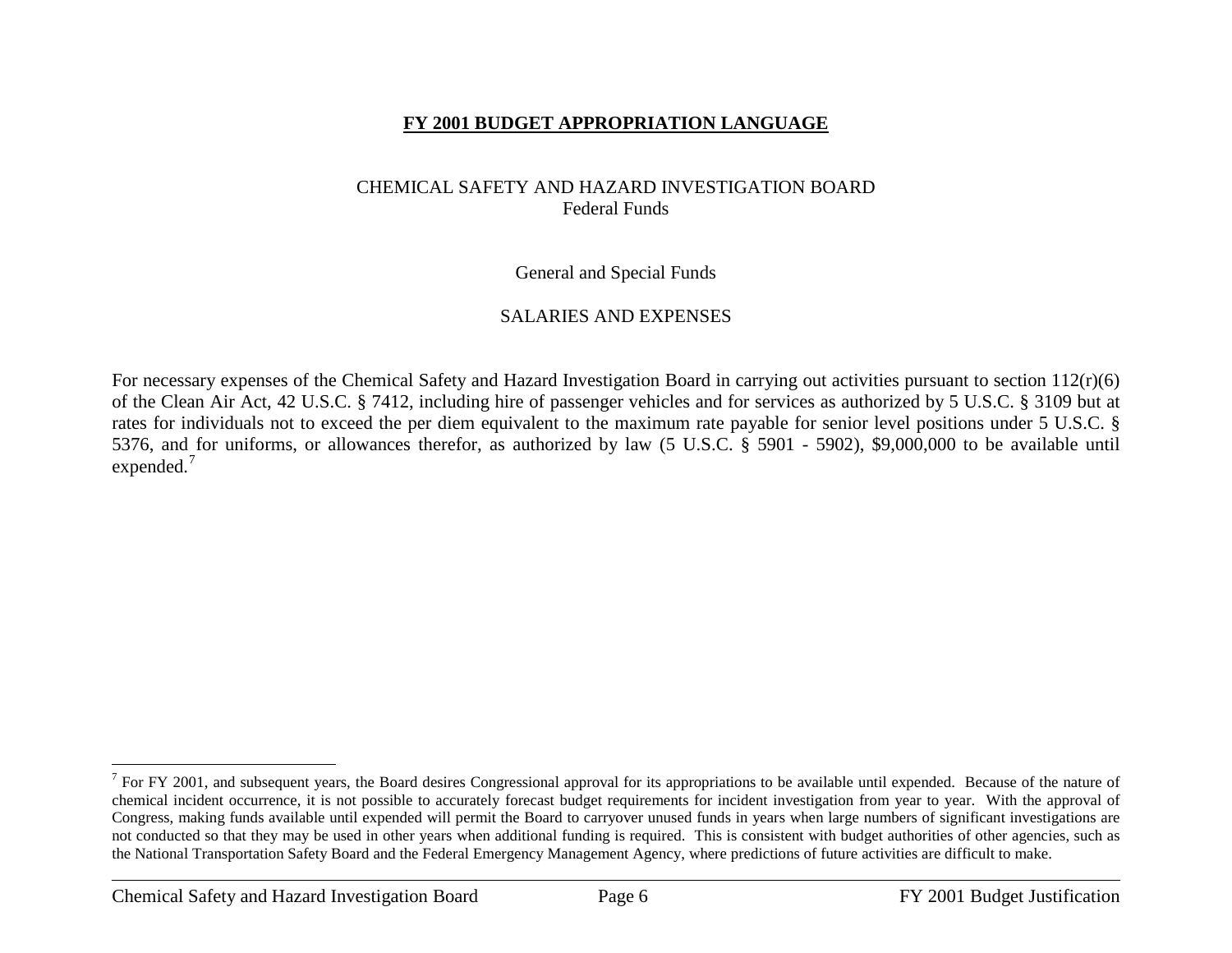# FY 2001 BUDGET APPROPRIATION LANGUAGE

CHEMICAL SAFETY AND HAZARD INVESTIGATION BOARD
Federal Funds

General and Special Funds

SALARIES AND EXPENSES

For necessary expenses of the Chemical Safety and Hazard Investigation Board in carrying out activities pursuant to section 112(r)(6) of the Clean Air Act, 42 U.S.C. § 7412, including hire of passenger vehicles and for services as authorized by 5 U.S.C. § 3109 but at rates for individuals not to exceed the per diem equivalent to the maximum rate payable for senior level positions under 5 U.S.C. § 5376, and for uniforms, or allowances therefor, as authorized by law (5 U.S.C. § 5901 - 5902), $9,000,000 to be available until expended.[7]

[7] For FY 2001, and subsequent years, the Board desires Congressional approval for its appropriations to be available until expended. Because of the nature of chemical incident occurrence, it is not possible to accurately forecast budget requirements for incident investigation from year to year. With the approval of Congress, making funds available until expended will permit the Board to carryover unused funds in years when large numbers of significant investigations are not conducted so that they may be used in other years when additional funding is required. This is consistent with budget authorities of other agencies, such as the National Transportation Safety Board and the Federal Emergency Management Agency, where predictions of future activities are difficult to make.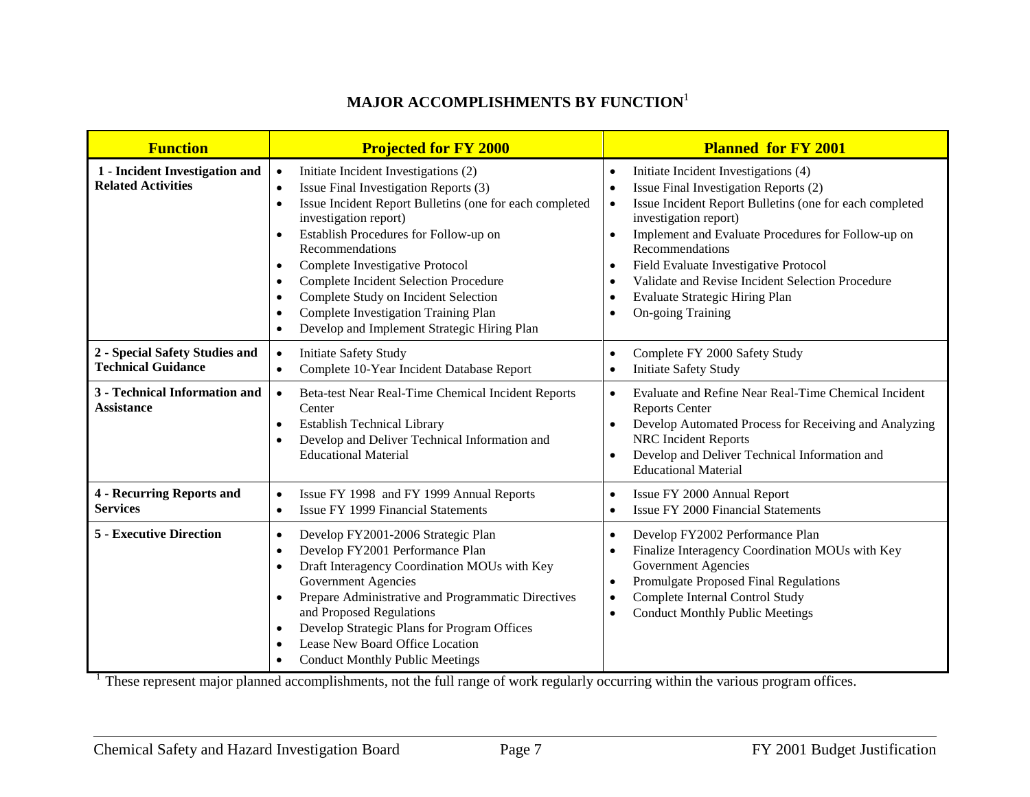## MAJOR ACCOMPLISHMENTS BY FUNCTION[1]

| Function | Projected for FY 2000 | Planned for FY 2001 |
|---|---|---|
| **1 - Incident Investigation and Related Activities** | • Initiate Incident Investigations (2)<br>• Issue Final Investigation Reports (3)<br>• Issue Incident Report Bulletins (one for each completed investigation report)<br>• Establish Procedures for Follow-up on Recommendations<br>• Complete Investigative Protocol<br>• Complete Incident Selection Procedure<br>• Complete Study on Incident Selection<br>• Complete Investigation Training Plan<br>• Develop and Implement Strategic Hiring Plan | • Initiate Incident Investigations (4)<br>• Issue Final Investigation Reports (2)<br>• Issue Incident Report Bulletins (one for each completed investigation report)<br>• Implement and Evaluate Procedures for Follow-up on Recommendations<br>• Field Evaluate Investigative Protocol<br>• Validate and Revise Incident Selection Procedure<br>• Evaluate Strategic Hiring Plan<br>• On-going Training |
| **2 - Special Safety Studies and Technical Guidance** | • Initiate Safety Study<br>• Complete 10-Year Incident Database Report | • Complete FY 2000 Safety Study<br>• Initiate Safety Study |
| **3 - Technical Information and Assistance** | • Beta-test Near Real-Time Chemical Incident Reports Center<br>• Establish Technical Library<br>• Develop and Deliver Technical Information and Educational Material | • Evaluate and Refine Near Real-Time Chemical Incident Reports Center<br>• Develop Automated Process for Receiving and Analyzing NRC Incident Reports<br>• Develop and Deliver Technical Information and Educational Material |
| **4 - Recurring Reports and Services** | • Issue FY 1998 and FY 1999 Annual Reports<br>• Issue FY 1999 Financial Statements | • Issue FY 2000 Annual Report<br>• Issue FY 2000 Financial Statements |
| **5 - Executive Direction** | • Develop FY2001-2006 Strategic Plan<br>• Develop FY2001 Performance Plan<br>• Draft Interagency Coordination MOUs with Key Government Agencies<br>• Prepare Administrative and Programmatic Directives and Proposed Regulations<br>• Develop Strategic Plans for Program Offices<br>• Lease New Board Office Location<br>• Conduct Monthly Public Meetings | • Develop FY2002 Performance Plan<br>• Finalize Interagency Coordination MOUs with Key Government Agencies<br>• Promulgate Proposed Final Regulations<br>• Complete Internal Control Study<br>• Conduct Monthly Public Meetings |

[1] These represent major planned accomplishments, not the full range of work regularly occurring within the various program offices.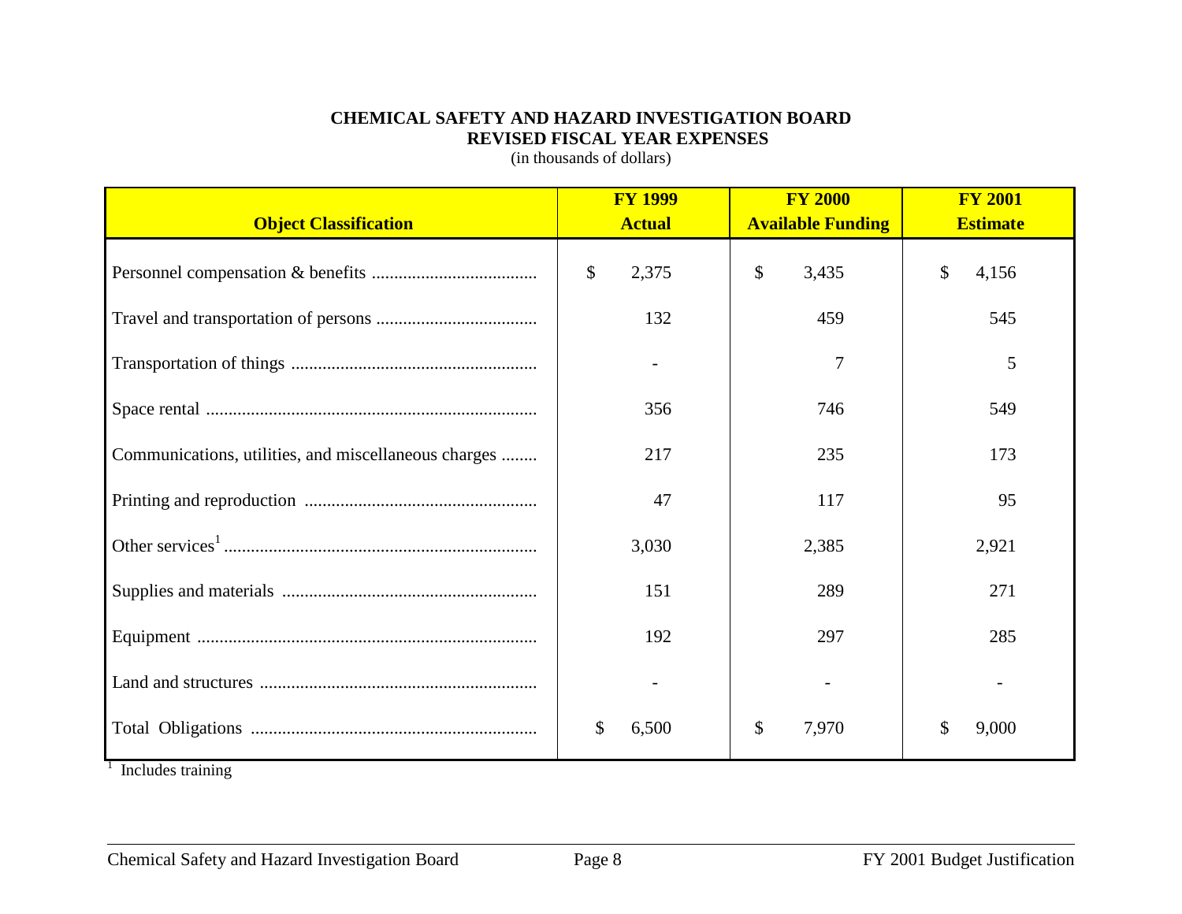**CHEMICAL SAFETY AND HAZARD INVESTIGATION BOARD**
**REVISED FISCAL YEAR EXPENSES**
(in thousands of dollars)

| Object Classification | FY 1999 Actual | FY 2000 Available Funding | FY 2001 Estimate |
|---|---|---|---|
| Personnel compensation & benefits | $ 2,375 | $ 3,435 | $ 4,156 |
| Travel and transportation of persons | 132 | 459 | 545 |
| Transportation of things | - | 7 | 5 |
| Space rental | 356 | 746 | 549 |
| Communications, utilities, and miscellaneous charges | 217 | 235 | 173 |
| Printing and reproduction | 47 | 117 | 95 |
| Other services[1] | 3,030 | 2,385 | 2,921 |
| Supplies and materials | 151 | 289 | 271 |
| Equipment | 192 | 297 | 285 |
| Land and structures | - | - | - |
| Total Obligations | $ 6,500 | $ 7,970 | $ 9,000 |

[1] Includes training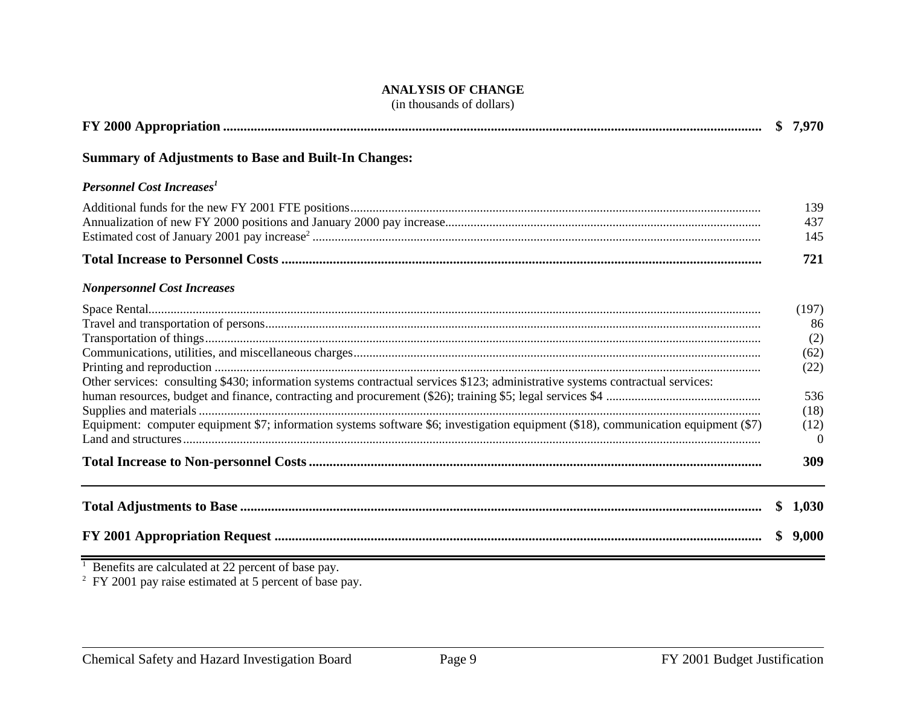## ANALYSIS OF CHANGE

(in thousands of dollars)

| | |
|---|---|
| **FY 2000 Appropriation** | **$ 7,970** |
| **Summary of Adjustments to Base and Built-In Changes:** | |
| ***Personnel Cost Increases*[1]** | |
| Additional funds for the new FY 2001 FTE positions | 139 |
| Annualization of new FY 2000 positions and January 2000 pay increase | 437 |
| Estimated cost of January 2001 pay increase[2] | 145 |
| **Total Increase to Personnel Costs** | **721** |
| ***Nonpersonnel Cost Increases*** | |
| Space Rental | (197) |
| Travel and transportation of persons | 86 |
| Transportation of things | (2) |
| Communications, utilities, and miscellaneous charges | (62) |
| Printing and reproduction | (22) |
| Other services: consulting $430; information systems contractual services $123; administrative systems contractual services: human resources, budget and finance, contracting and procurement ($26); training $5; legal services $4 | 536 |
| Supplies and materials | (18) |
| Equipment: computer equipment $7; information systems software $6; investigation equipment ($18), communication equipment ($7) | (12) |
| Land and structures | 0 |
| **Total Increase to Non-personnel Costs** | **309** |
| **Total Adjustments to Base** | **$ 1,030** |
| **FY 2001 Appropriation Request** | **$ 9,000** |

[1] Benefits are calculated at 22 percent of base pay.

[2] FY 2001 pay raise estimated at 5 percent of base pay.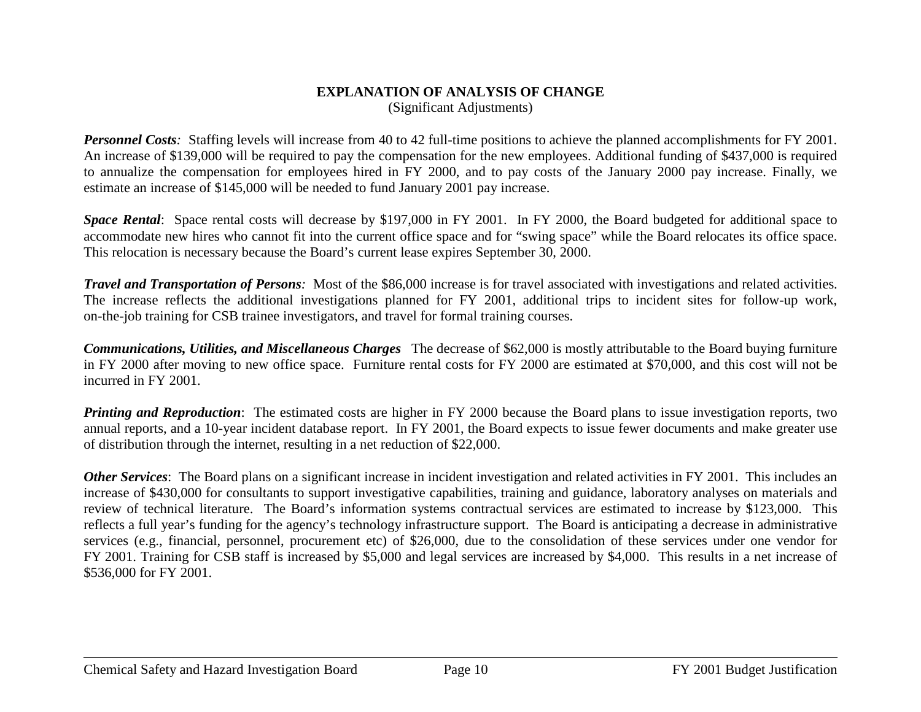## EXPLANATION OF ANALYSIS OF CHANGE

(Significant Adjustments)

***Personnel Costs****:* Staffing levels will increase from 40 to 42 full-time positions to achieve the planned accomplishments for FY 2001. An increase of $139,000 will be required to pay the compensation for the new employees. Additional funding of $437,000 is required to annualize the compensation for employees hired in FY 2000, and to pay costs of the January 2000 pay increase. Finally, we estimate an increase of $145,000 will be needed to fund January 2001 pay increase.

***Space Rental***: Space rental costs will decrease by $197,000 in FY 2001. In FY 2000, the Board budgeted for additional space to accommodate new hires who cannot fit into the current office space and for "swing space" while the Board relocates its office space. This relocation is necessary because the Board's current lease expires September 30, 2000.

***Travel and Transportation of Persons****:* Most of the $86,000 increase is for travel associated with investigations and related activities. The increase reflects the additional investigations planned for FY 2001, additional trips to incident sites for follow-up work, on-the-job training for CSB trainee investigators, and travel for formal training courses.

***Communications, Utilities, and Miscellaneous Charges*** The decrease of $62,000 is mostly attributable to the Board buying furniture in FY 2000 after moving to new office space. Furniture rental costs for FY 2000 are estimated at $70,000, and this cost will not be incurred in FY 2001.

***Printing and Reproduction***: The estimated costs are higher in FY 2000 because the Board plans to issue investigation reports, two annual reports, and a 10-year incident database report. In FY 2001, the Board expects to issue fewer documents and make greater use of distribution through the internet, resulting in a net reduction of $22,000.

***Other Services***: The Board plans on a significant increase in incident investigation and related activities in FY 2001. This includes an increase of $430,000 for consultants to support investigative capabilities, training and guidance, laboratory analyses on materials and review of technical literature. The Board's information systems contractual services are estimated to increase by $123,000. This reflects a full year's funding for the agency's technology infrastructure support. The Board is anticipating a decrease in administrative services (e.g., financial, personnel, procurement etc) of $26,000, due to the consolidation of these services under one vendor for FY 2001. Training for CSB staff is increased by $5,000 and legal services are increased by $4,000. This results in a net increase of $536,000 for FY 2001.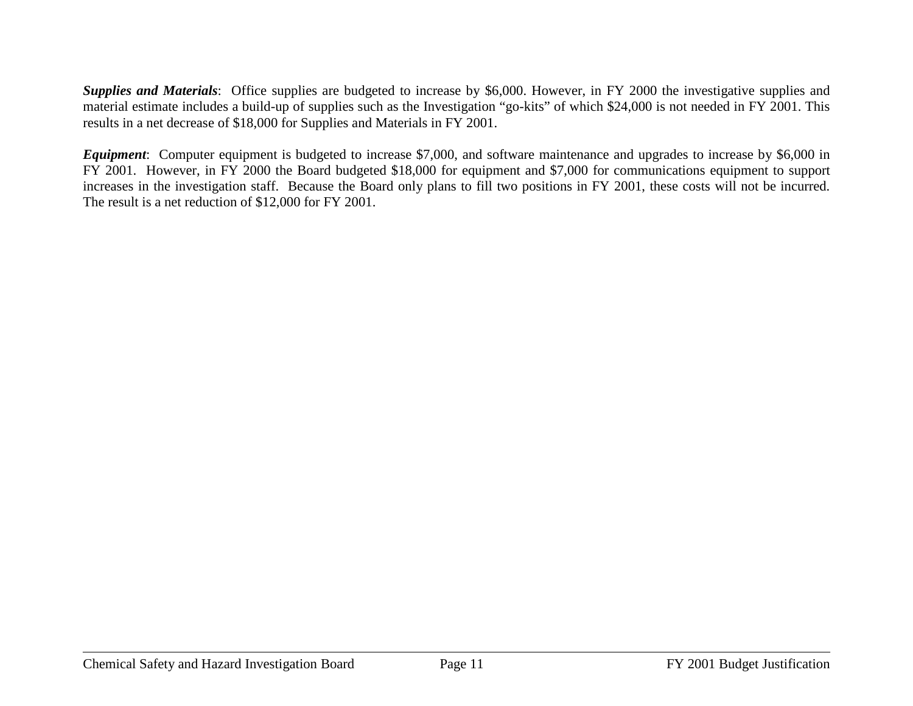***Supplies and Materials***: Office supplies are budgeted to increase by $6,000. However, in FY 2000 the investigative supplies and material estimate includes a build-up of supplies such as the Investigation "go-kits" of which $24,000 is not needed in FY 2001. This results in a net decrease of $18,000 for Supplies and Materials in FY 2001.

***Equipment***: Computer equipment is budgeted to increase $7,000, and software maintenance and upgrades to increase by $6,000 in FY 2001. However, in FY 2000 the Board budgeted $18,000 for equipment and $7,000 for communications equipment to support increases in the investigation staff. Because the Board only plans to fill two positions in FY 2001, these costs will not be incurred. The result is a net reduction of $12,000 for FY 2001.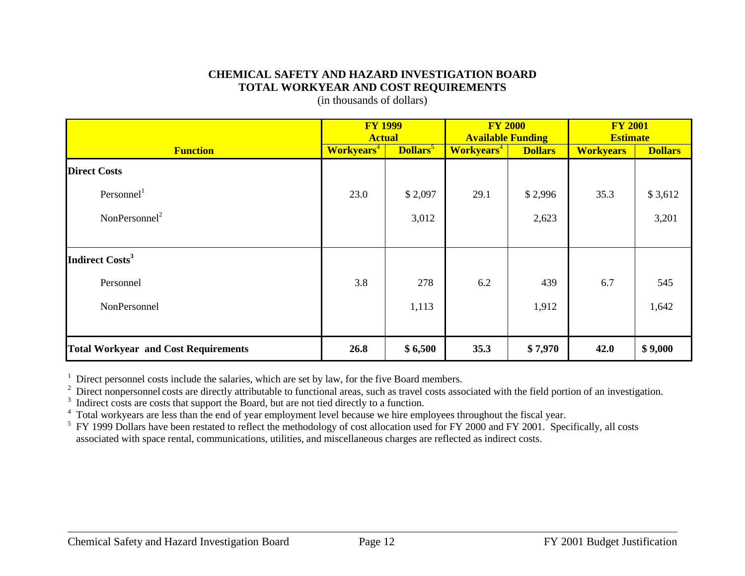**CHEMICAL SAFETY AND HAZARD INVESTIGATION BOARD**
**TOTAL WORKYEAR AND COST REQUIREMENTS**
(in thousands of dollars)

| Function | FY 1999 Actual | | FY 2000 Available Funding | | FY 2001 Estimate | |
|---|---|---|---|---|---|---|
| | Workyears[4] | Dollars[5] | Workyears[4] | Dollars | Workyears | Dollars |
| **Direct Costs** | | | | | | |
| Personnel[1] | 23.0 | $ 2,097 | 29.1 | $ 2,996 | 35.3 | $ 3,612 |
| NonPersonnel[2] | | 3,012 | | 2,623 | | 3,201 |
| **Indirect Costs[3]** | | | | | | |
| Personnel | 3.8 | 278 | 6.2 | 439 | 6.7 | 545 |
| NonPersonnel | | 1,113 | | 1,912 | | 1,642 |
| **Total Workyear and Cost Requirements** | **26.8** | **$ 6,500** | **35.3** | **$ 7,970** | **42.0** | **$ 9,000** |

[1] Direct personnel costs include the salaries, which are set by law, for the five Board members.
[2] Direct nonpersonnel costs are directly attributable to functional areas, such as travel costs associated with the field portion of an investigation.
[3] Indirect costs are costs that support the Board, but are not tied directly to a function.
[4] Total workyears are less than the end of year employment level because we hire employees throughout the fiscal year.
[5] FY 1999 Dollars have been restated to reflect the methodology of cost allocation used for FY 2000 and FY 2001. Specifically, all costs associated with space rental, communications, utilities, and miscellaneous charges are reflected as indirect costs.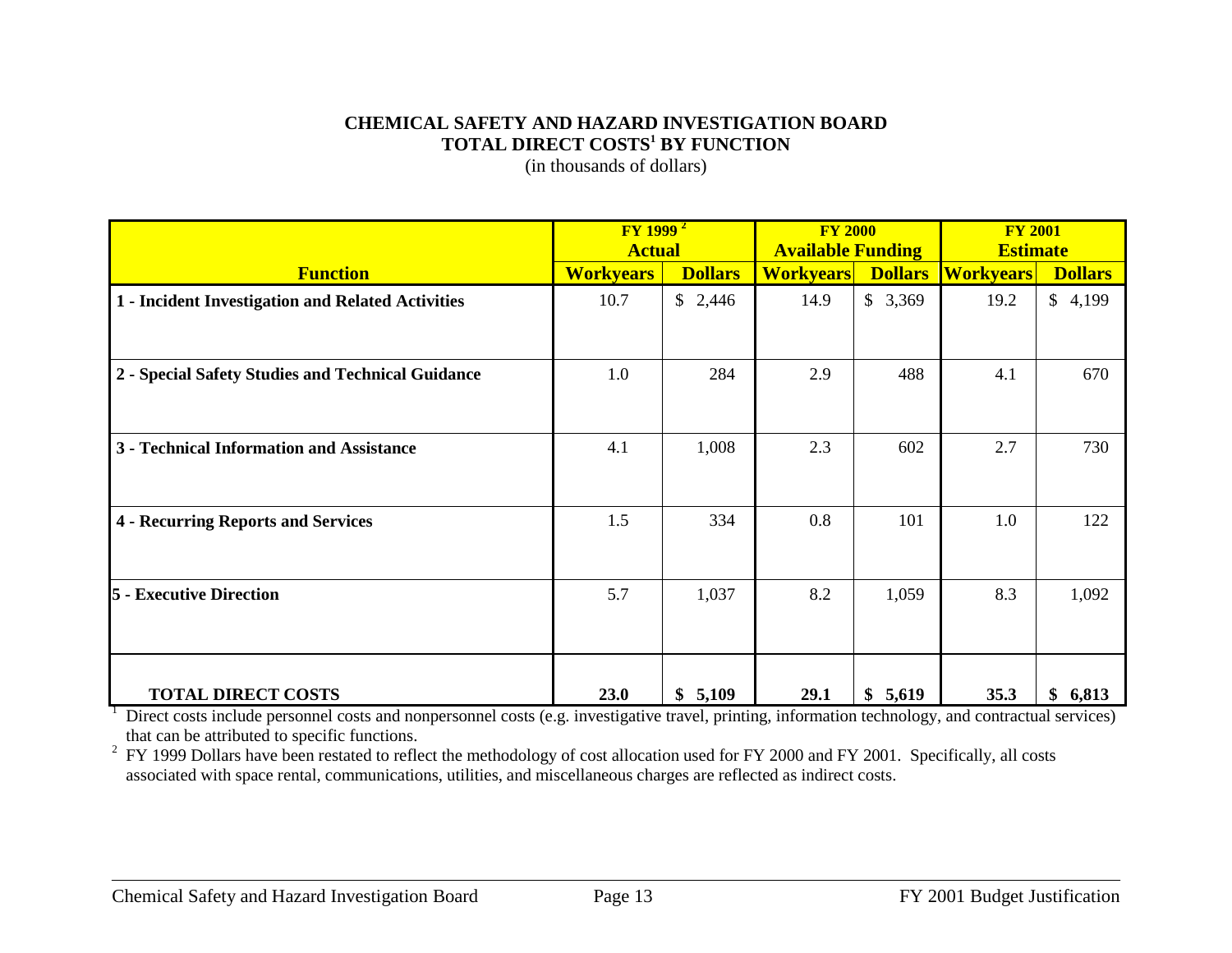**CHEMICAL SAFETY AND HAZARD INVESTIGATION BOARD**
**TOTAL DIRECT COSTS[1] BY FUNCTION**
(in thousands of dollars)

| Function | FY 1999 [2] Actual | | FY 2000 Available Funding | | FY 2001 Estimate | |
|---|---|---|---|---|---|---|
| | Workyears | Dollars | Workyears | Dollars | Workyears | Dollars |
| **1 - Incident Investigation and Related Activities** | 10.7 | $ 2,446 | 14.9 | $ 3,369 | 19.2 | $ 4,199 |
| **2 - Special Safety Studies and Technical Guidance** | 1.0 | 284 | 2.9 | 488 | 4.1 | 670 |
| **3 - Technical Information and Assistance** | 4.1 | 1,008 | 2.3 | 602 | 2.7 | 730 |
| **4 - Recurring Reports and Services** | 1.5 | 334 | 0.8 | 101 | 1.0 | 122 |
| **5 - Executive Direction** | 5.7 | 1,037 | 8.2 | 1,059 | 8.3 | 1,092 |
| **TOTAL DIRECT COSTS** | **23.0** | **$ 5,109** | **29.1** | **$ 5,619** | **35.3** | **$ 6,813** |

[1] Direct costs include personnel costs and nonpersonnel costs (e.g. investigative travel, printing, information technology, and contractual services) that can be attributed to specific functions.

[2] FY 1999 Dollars have been restated to reflect the methodology of cost allocation used for FY 2000 and FY 2001. Specifically, all costs associated with space rental, communications, utilities, and miscellaneous charges are reflected as indirect costs.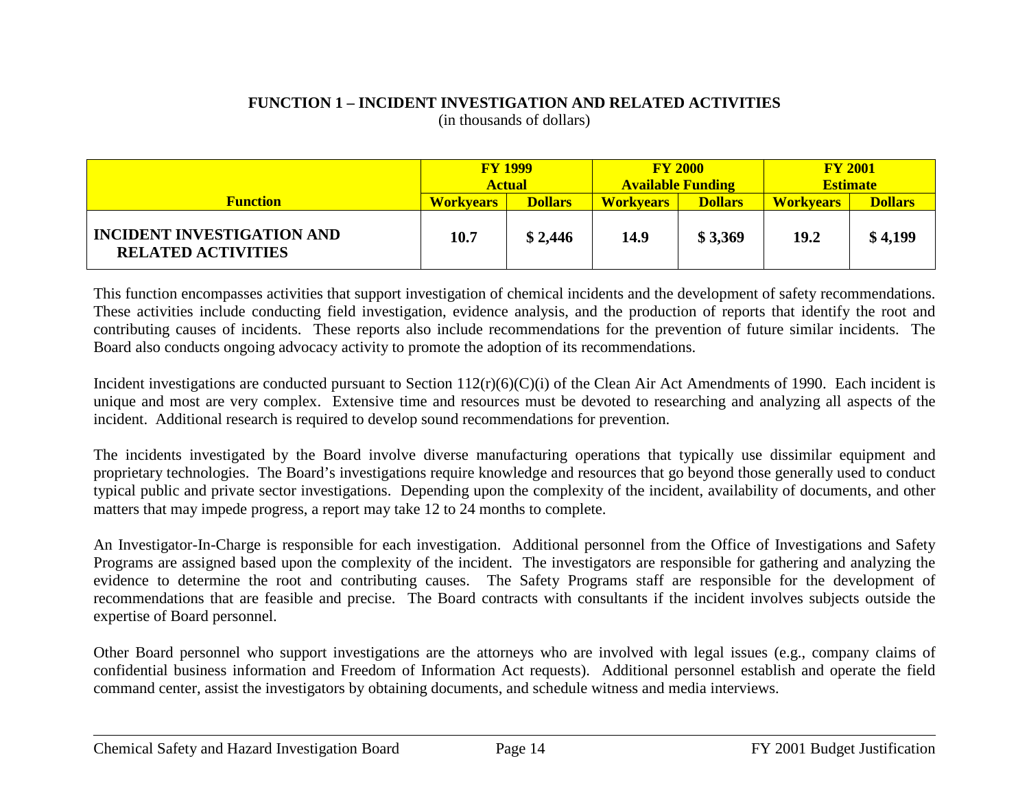### FUNCTION 1 – INCIDENT INVESTIGATION AND RELATED ACTIVITIES

(in thousands of dollars)

| Function | FY 1999 Actual | | FY 2000 Available Funding | | FY 2001 Estimate | |
|---|---|---|---|---|---|---|
| | Workyears | Dollars | Workyears | Dollars | Workyears | Dollars |
| **INCIDENT INVESTIGATION AND RELATED ACTIVITIES** | **10.7** | **$ 2,446** | **14.9** | **$ 3,369** | **19.2** | **$ 4,199** |

This function encompasses activities that support investigation of chemical incidents and the development of safety recommendations. These activities include conducting field investigation, evidence analysis, and the production of reports that identify the root and contributing causes of incidents. These reports also include recommendations for the prevention of future similar incidents. The Board also conducts ongoing advocacy activity to promote the adoption of its recommendations.

Incident investigations are conducted pursuant to Section 112(r)(6)(C)(i) of the Clean Air Act Amendments of 1990. Each incident is unique and most are very complex. Extensive time and resources must be devoted to researching and analyzing all aspects of the incident. Additional research is required to develop sound recommendations for prevention.

The incidents investigated by the Board involve diverse manufacturing operations that typically use dissimilar equipment and proprietary technologies. The Board's investigations require knowledge and resources that go beyond those generally used to conduct typical public and private sector investigations. Depending upon the complexity of the incident, availability of documents, and other matters that may impede progress, a report may take 12 to 24 months to complete.

An Investigator-In-Charge is responsible for each investigation. Additional personnel from the Office of Investigations and Safety Programs are assigned based upon the complexity of the incident. The investigators are responsible for gathering and analyzing the evidence to determine the root and contributing causes. The Safety Programs staff are responsible for the development of recommendations that are feasible and precise. The Board contracts with consultants if the incident involves subjects outside the expertise of Board personnel.

Other Board personnel who support investigations are the attorneys who are involved with legal issues (e.g., company claims of confidential business information and Freedom of Information Act requests). Additional personnel establish and operate the field command center, assist the investigators by obtaining documents, and schedule witness and media interviews.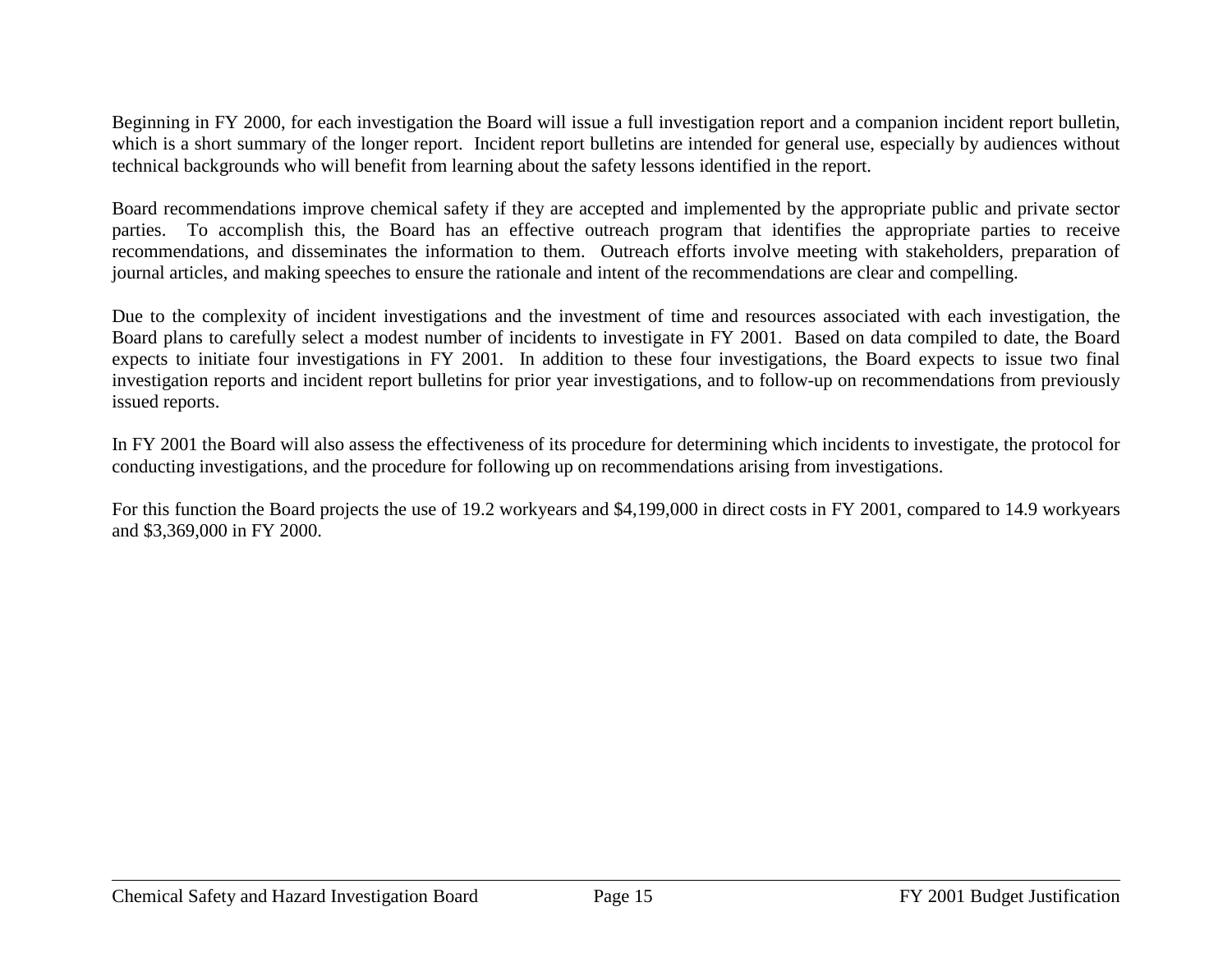Beginning in FY 2000, for each investigation the Board will issue a full investigation report and a companion incident report bulletin, which is a short summary of the longer report. Incident report bulletins are intended for general use, especially by audiences without technical backgrounds who will benefit from learning about the safety lessons identified in the report.

Board recommendations improve chemical safety if they are accepted and implemented by the appropriate public and private sector parties. To accomplish this, the Board has an effective outreach program that identifies the appropriate parties to receive recommendations, and disseminates the information to them. Outreach efforts involve meeting with stakeholders, preparation of journal articles, and making speeches to ensure the rationale and intent of the recommendations are clear and compelling.

Due to the complexity of incident investigations and the investment of time and resources associated with each investigation, the Board plans to carefully select a modest number of incidents to investigate in FY 2001. Based on data compiled to date, the Board expects to initiate four investigations in FY 2001. In addition to these four investigations, the Board expects to issue two final investigation reports and incident report bulletins for prior year investigations, and to follow-up on recommendations from previously issued reports.

In FY 2001 the Board will also assess the effectiveness of its procedure for determining which incidents to investigate, the protocol for conducting investigations, and the procedure for following up on recommendations arising from investigations.

For this function the Board projects the use of 19.2 workyears and $4,199,000 in direct costs in FY 2001, compared to 14.9 workyears and $3,369,000 in FY 2000.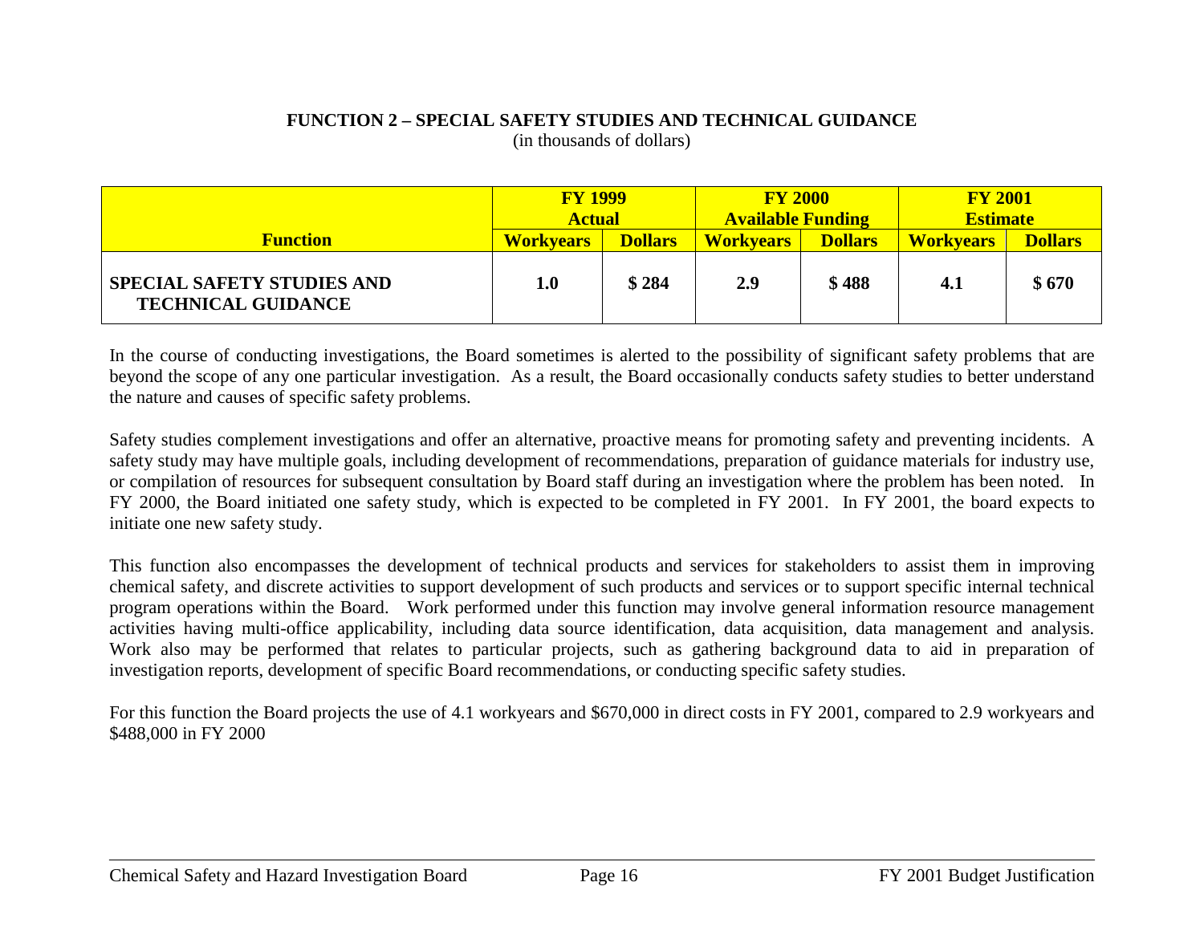## FUNCTION 2 – SPECIAL SAFETY STUDIES AND TECHNICAL GUIDANCE

(in thousands of dollars)

| | FY 1999 Actual | | FY 2000 Available Funding | | FY 2001 Estimate | |
|---|---|---|---|---|---|---|
| **Function** | **Workyears** | **Dollars** | **Workyears** | **Dollars** | **Workyears** | **Dollars** |
| **SPECIAL SAFETY STUDIES AND TECHNICAL GUIDANCE** | **1.0** | **$ 284** | **2.9** | **$ 488** | **4.1** | **$ 670** |

In the course of conducting investigations, the Board sometimes is alerted to the possibility of significant safety problems that are beyond the scope of any one particular investigation. As a result, the Board occasionally conducts safety studies to better understand the nature and causes of specific safety problems.

Safety studies complement investigations and offer an alternative, proactive means for promoting safety and preventing incidents. A safety study may have multiple goals, including development of recommendations, preparation of guidance materials for industry use, or compilation of resources for subsequent consultation by Board staff during an investigation where the problem has been noted. In FY 2000, the Board initiated one safety study, which is expected to be completed in FY 2001. In FY 2001, the board expects to initiate one new safety study.

This function also encompasses the development of technical products and services for stakeholders to assist them in improving chemical safety, and discrete activities to support development of such products and services or to support specific internal technical program operations within the Board. Work performed under this function may involve general information resource management activities having multi-office applicability, including data source identification, data acquisition, data management and analysis. Work also may be performed that relates to particular projects, such as gathering background data to aid in preparation of investigation reports, development of specific Board recommendations, or conducting specific safety studies.

For this function the Board projects the use of 4.1 workyears and $670,000 in direct costs in FY 2001, compared to 2.9 workyears and $488,000 in FY 2000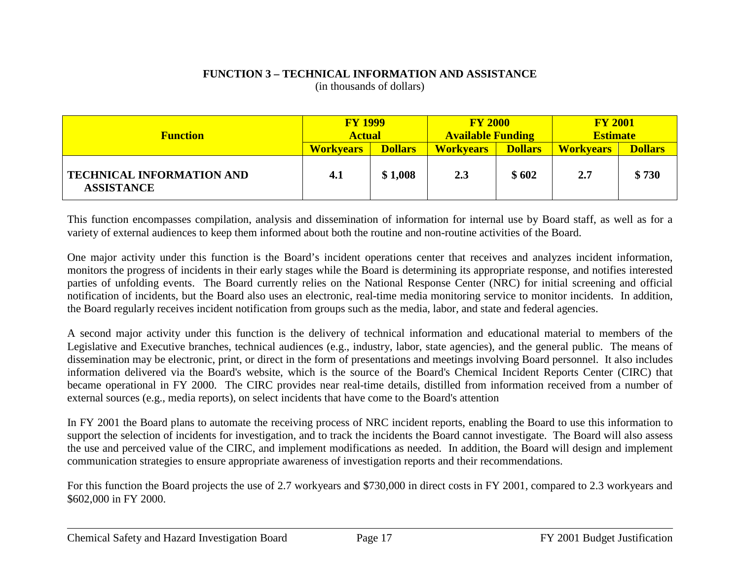## FUNCTION 3 – TECHNICAL INFORMATION AND ASSISTANCE

(in thousands of dollars)

| Function | FY 1999 Actual | | FY 2000 Available Funding | | FY 2001 Estimate | |
|---|---|---|---|---|---|---|
| | Workyears | Dollars | Workyears | Dollars | Workyears | Dollars |
| **TECHNICAL INFORMATION AND ASSISTANCE** | **4.1** | **$ 1,008** | **2.3** | **$ 602** | **2.7** | **$ 730** |

This function encompasses compilation, analysis and dissemination of information for internal use by Board staff, as well as for a variety of external audiences to keep them informed about both the routine and non-routine activities of the Board.

One major activity under this function is the Board's incident operations center that receives and analyzes incident information, monitors the progress of incidents in their early stages while the Board is determining its appropriate response, and notifies interested parties of unfolding events. The Board currently relies on the National Response Center (NRC) for initial screening and official notification of incidents, but the Board also uses an electronic, real-time media monitoring service to monitor incidents. In addition, the Board regularly receives incident notification from groups such as the media, labor, and state and federal agencies.

A second major activity under this function is the delivery of technical information and educational material to members of the Legislative and Executive branches, technical audiences (e.g., industry, labor, state agencies), and the general public. The means of dissemination may be electronic, print, or direct in the form of presentations and meetings involving Board personnel. It also includes information delivered via the Board's website, which is the source of the Board's Chemical Incident Reports Center (CIRC) that became operational in FY 2000. The CIRC provides near real-time details, distilled from information received from a number of external sources (e.g., media reports), on select incidents that have come to the Board's attention

In FY 2001 the Board plans to automate the receiving process of NRC incident reports, enabling the Board to use this information to support the selection of incidents for investigation, and to track the incidents the Board cannot investigate. The Board will also assess the use and perceived value of the CIRC, and implement modifications as needed. In addition, the Board will design and implement communication strategies to ensure appropriate awareness of investigation reports and their recommendations.

For this function the Board projects the use of 2.7 workyears and $730,000 in direct costs in FY 2001, compared to 2.3 workyears and $602,000 in FY 2000.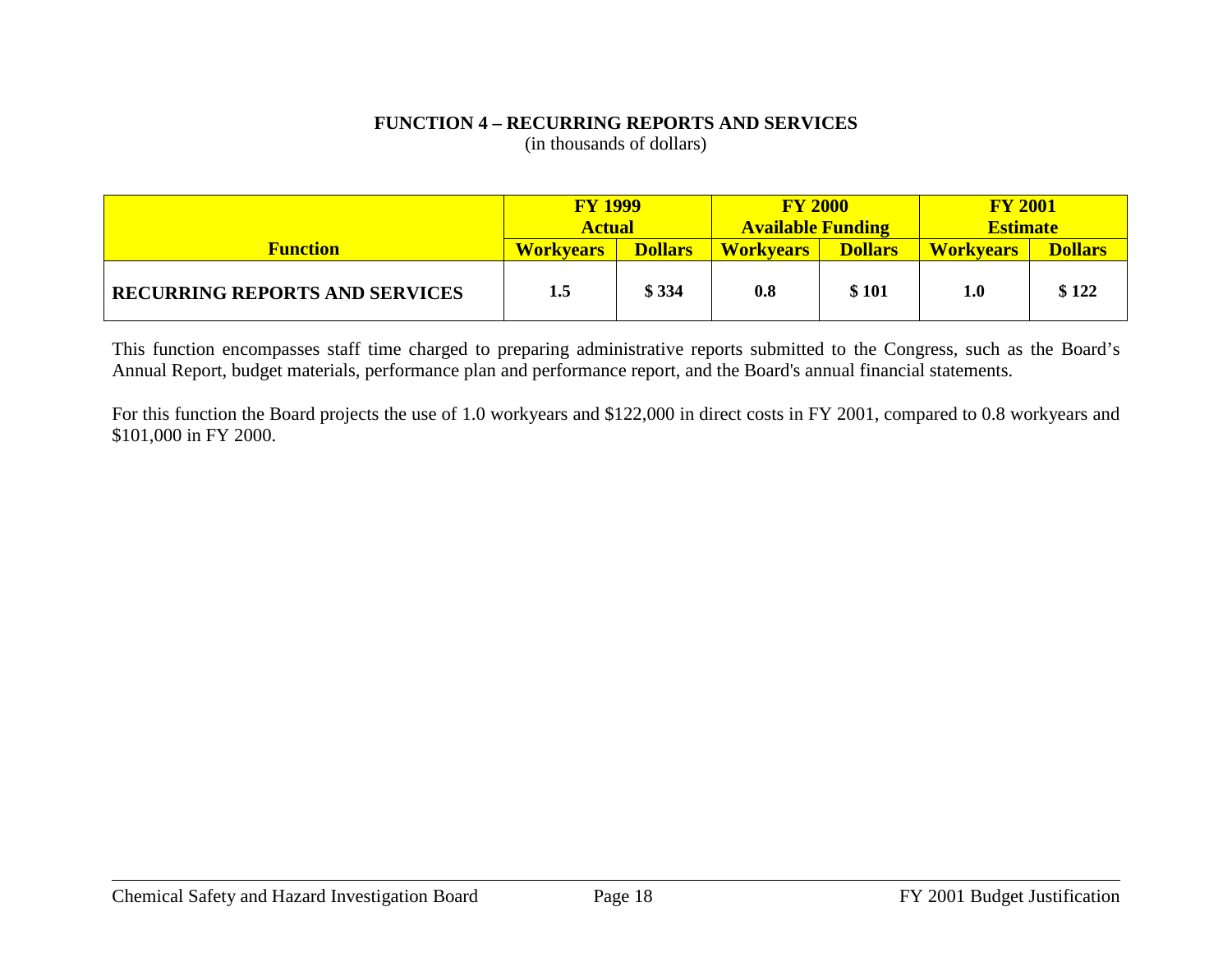## FUNCTION 4 – RECURRING REPORTS AND SERVICES

(in thousands of dollars)

| Function | FY 1999 Actual | | FY 2000 Available Funding | | FY 2001 Estimate | |
|---|---|---|---|---|---|---|
| | **Workyears** | **Dollars** | **Workyears** | **Dollars** | **Workyears** | **Dollars** |
| **RECURRING REPORTS AND SERVICES** | **1.5** | **$ 334** | **0.8** | **$ 101** | **1.0** | **$ 122** |

This function encompasses staff time charged to preparing administrative reports submitted to the Congress, such as the Board's Annual Report, budget materials, performance plan and performance report, and the Board's annual financial statements.

For this function the Board projects the use of 1.0 workyears and $122,000 in direct costs in FY 2001, compared to 0.8 workyears and $101,000 in FY 2000.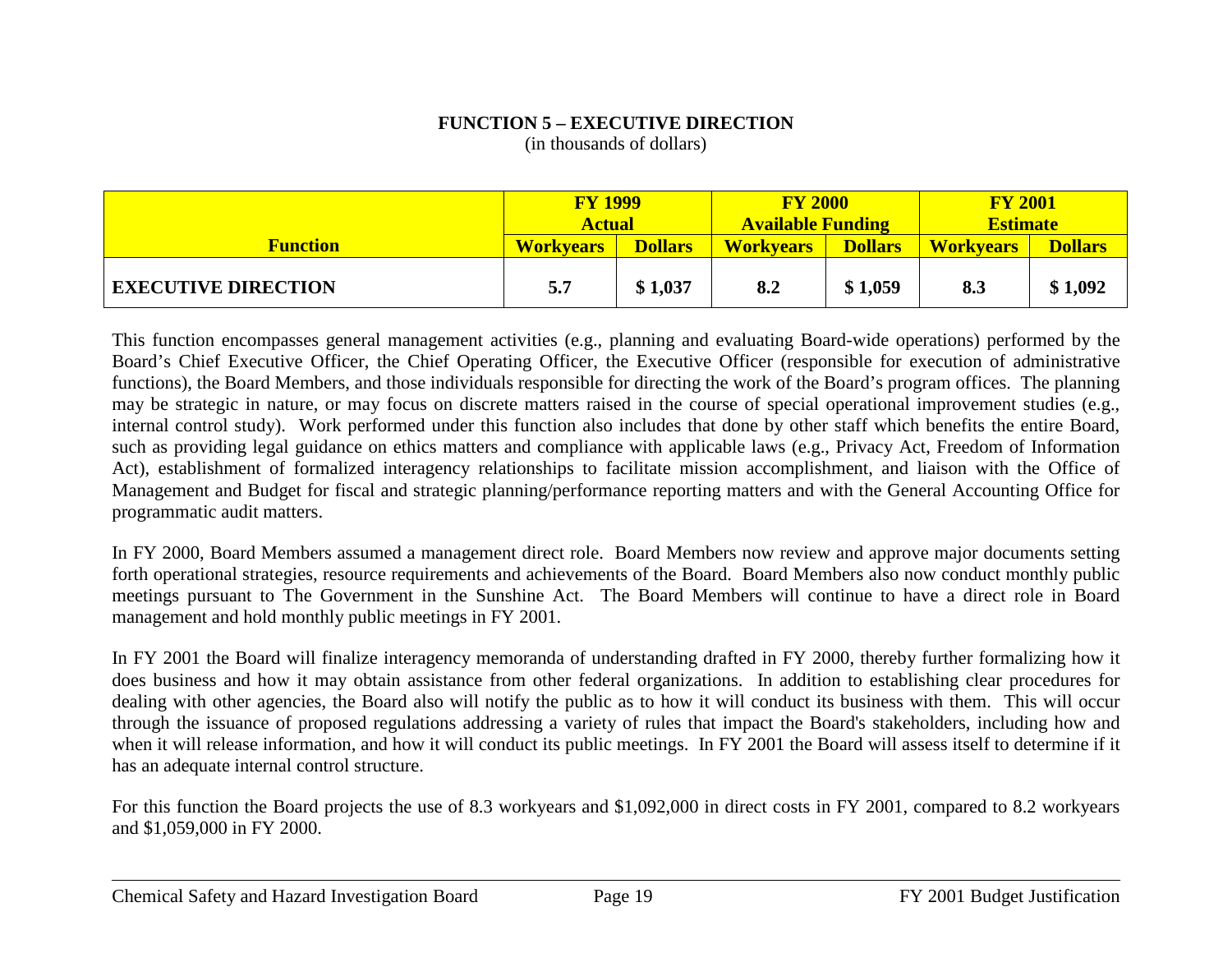# FUNCTION 5 – EXECUTIVE DIRECTION

(in thousands of dollars)

| Function | FY 1999 Actual | | FY 2000 Available Funding | | FY 2001 Estimate | |
|---|---|---|---|---|---|---|
| | **Workyears** | **Dollars** | **Workyears** | **Dollars** | **Workyears** | **Dollars** |
| **EXECUTIVE DIRECTION** | **5.7** | **$ 1,037** | **8.2** | **$ 1,059** | **8.3** | **$ 1,092** |

This function encompasses general management activities (e.g., planning and evaluating Board-wide operations) performed by the Board's Chief Executive Officer, the Chief Operating Officer, the Executive Officer (responsible for execution of administrative functions), the Board Members, and those individuals responsible for directing the work of the Board's program offices. The planning may be strategic in nature, or may focus on discrete matters raised in the course of special operational improvement studies (e.g., internal control study). Work performed under this function also includes that done by other staff which benefits the entire Board, such as providing legal guidance on ethics matters and compliance with applicable laws (e.g., Privacy Act, Freedom of Information Act), establishment of formalized interagency relationships to facilitate mission accomplishment, and liaison with the Office of Management and Budget for fiscal and strategic planning/performance reporting matters and with the General Accounting Office for programmatic audit matters.

In FY 2000, Board Members assumed a management direct role. Board Members now review and approve major documents setting forth operational strategies, resource requirements and achievements of the Board. Board Members also now conduct monthly public meetings pursuant to The Government in the Sunshine Act. The Board Members will continue to have a direct role in Board management and hold monthly public meetings in FY 2001.

In FY 2001 the Board will finalize interagency memoranda of understanding drafted in FY 2000, thereby further formalizing how it does business and how it may obtain assistance from other federal organizations. In addition to establishing clear procedures for dealing with other agencies, the Board also will notify the public as to how it will conduct its business with them. This will occur through the issuance of proposed regulations addressing a variety of rules that impact the Board's stakeholders, including how and when it will release information, and how it will conduct its public meetings. In FY 2001 the Board will assess itself to determine if it has an adequate internal control structure.

For this function the Board projects the use of 8.3 workyears and $1,092,000 in direct costs in FY 2001, compared to 8.2 workyears and $1,059,000 in FY 2000.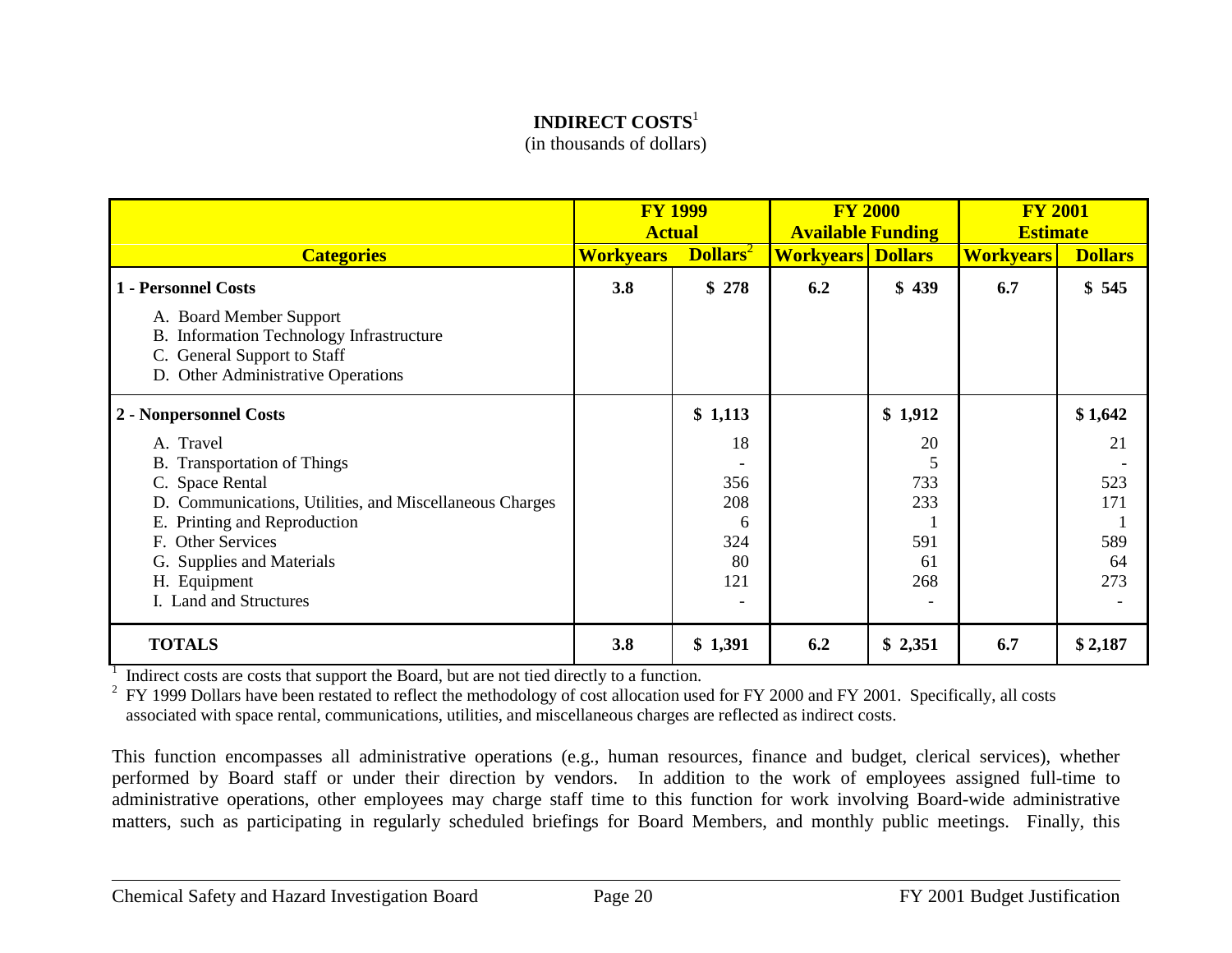## INDIRECT COSTS[1]

(in thousands of dollars)

| Categories | FY 1999 Actual | | FY 2000 Available Funding | | FY 2001 Estimate | |
|---|---|---|---|---|---|---|
| | Workyears | Dollars[2] | Workyears | Dollars | Workyears | Dollars |
| **1 - Personnel Costs** | **3.8** | **$ 278** | **6.2** | **$ 439** | **6.7** | **$ 545** |
| A. Board Member Support | | | | | | |
| B. Information Technology Infrastructure | | | | | | |
| C. General Support to Staff | | | | | | |
| D. Other Administrative Operations | | | | | | |
| **2 - Nonpersonnel Costs** | | **$ 1,113** | | **$ 1,912** | | **$ 1,642** |
| A. Travel | | 18 | | 20 | | 21 |
| B. Transportation of Things | | - | | 5 | | - |
| C. Space Rental | | 356 | | 733 | | 523 |
| D. Communications, Utilities, and Miscellaneous Charges | | 208 | | 233 | | 171 |
| E. Printing and Reproduction | | 6 | | 1 | | 1 |
| F. Other Services | | 324 | | 591 | | 589 |
| G. Supplies and Materials | | 80 | | 61 | | 64 |
| H. Equipment | | 121 | | 268 | | 273 |
| I. Land and Structures | | - | | - | | - |
| **TOTALS** | **3.8** | **$ 1,391** | **6.2** | **$ 2,351** | **6.7** | **$ 2,187** |

[1] Indirect costs are costs that support the Board, but are not tied directly to a function.

[2] FY 1999 Dollars have been restated to reflect the methodology of cost allocation used for FY 2000 and FY 2001. Specifically, all costs associated with space rental, communications, utilities, and miscellaneous charges are reflected as indirect costs.

This function encompasses all administrative operations (e.g., human resources, finance and budget, clerical services), whether performed by Board staff or under their direction by vendors. In addition to the work of employees assigned full-time to administrative operations, other employees may charge staff time to this function for work involving Board-wide administrative matters, such as participating in regularly scheduled briefings for Board Members, and monthly public meetings. Finally, this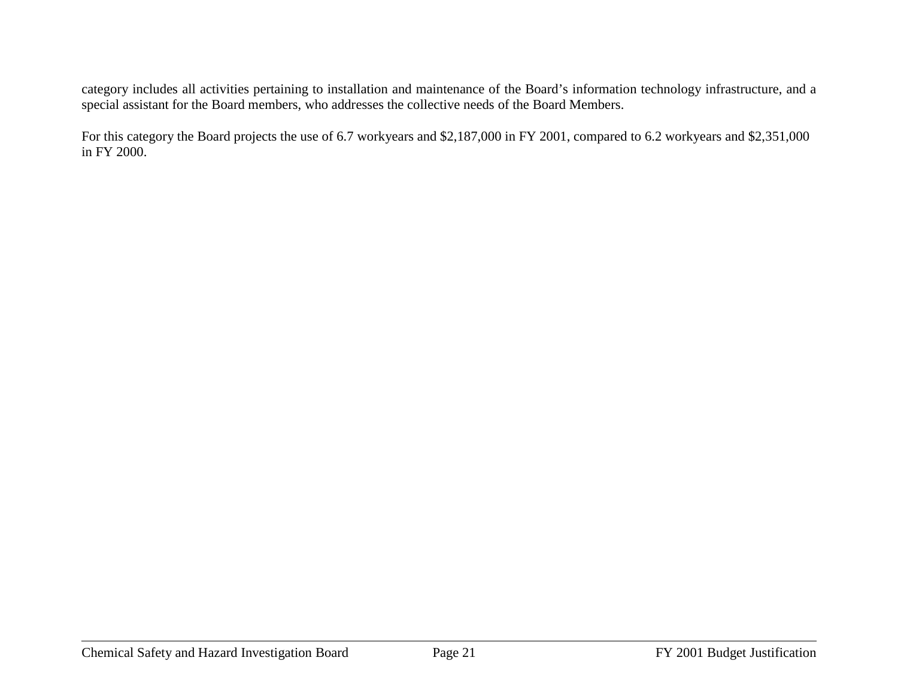category includes all activities pertaining to installation and maintenance of the Board's information technology infrastructure, and a special assistant for the Board members, who addresses the collective needs of the Board Members.

For this category the Board projects the use of 6.7 workyears and $2,187,000 in FY 2001, compared to 6.2 workyears and $2,351,000 in FY 2000.